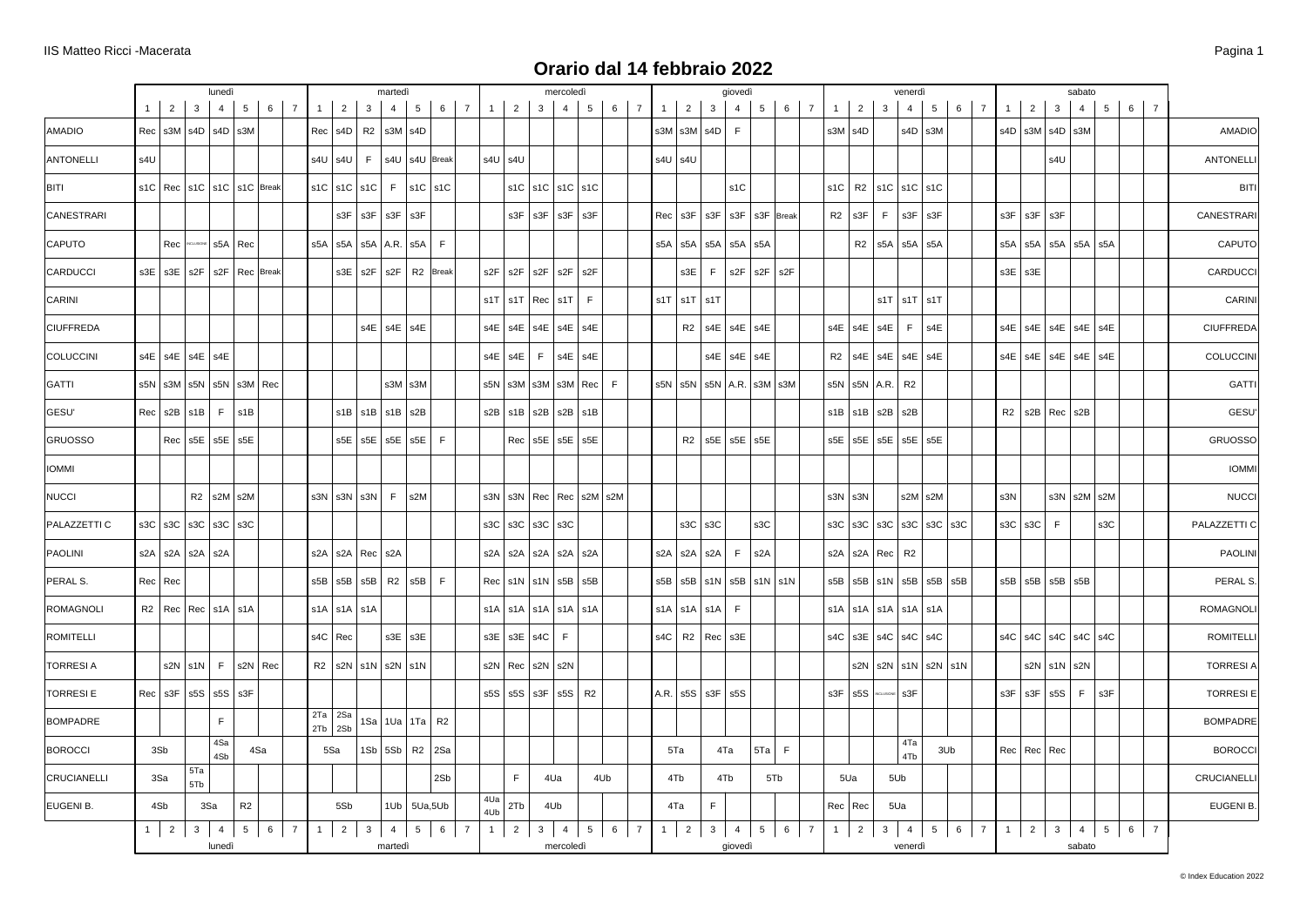IIS Matteo Ricci -Macerata

# Orario dal 14 febbraio 2022

| | lunedì | | | | | | | martedì | | | | | | | mercoledì | | | | | | | giovedì | | | | | | | venerdì | | | | | | | sabato | | | | | | | |
|---|---|---|---|---|---|---|---|---|---|---|---|---|---|---|---|---|---|---|---|---|---|---|---|---|---|---|---|---|---|---|---|---|---|---|---|---|---|---|---|---|---|---|---|
| | 1 | 2 | 3 | 4 | 5 | 6 | 7 | 1 | 2 | 3 | 4 | 5 | 6 | 7 | 1 | 2 | 3 | 4 | 5 | 6 | 7 | 1 | 2 | 3 | 4 | 5 | 6 | 7 | 1 | 2 | 3 | 4 | 5 | 6 | 7 | 1 | 2 | 3 | 4 | 5 | 6 | 7 | |
| AMADIO | Rec | s3M | s4D | s4D | s3M | | | Rec | s4D | R2 | s3M | s4D | | | | | | | | | | s3M | s3M | s4D | F | | | | s3M | s4D | | s4D | s3M | | | s4D | s3M | s4D | s3M | | | | AMADIO |
| ANTONELLI | s4U | | | | | | | s4U | s4U | F | s4U | s4U | Break | | s4U | s4U | | | | | | s4U | s4U | | | | | | | | | | | | | | | s4U | | | | | ANTONELLI |
| BITI | s1C | Rec | s1C | s1C | s1C | Break | | s1C | s1C | s1C | F | s1C | s1C | | | s1C | s1C | s1C | s1C | | | | | | s1C | | | | s1C | R2 | s1C | s1C | s1C | | | | | | | | | | BITI |
| CANESTRARI | | | | | | | | | s3F | s3F | s3F | s3F | | | | s3F | s3F | s3F | s3F | | | Rec | s3F | s3F | s3F | s3F | Break | | R2 | s3F | F | s3F | s3F | | | s3F | s3F | s3F | | | | | CANESTRARI |
| CAPUTO | | Rec | INCLUSIONE | s5A | Rec | | | s5A | s5A | s5A | A.R. | s5A | F | | | | | | | | | s5A | s5A | s5A | s5A | s5A | | | | R2 | s5A | s5A | s5A | | | s5A | s5A | s5A | s5A | s5A | | | CAPUTO |
| CARDUCCI | s3E | s3E | s2F | s2F | Rec | Break | | | s3E | s2F | s2F | R2 | Break | | s2F | s2F | s2F | s2F | s2F | | | | s3E | F | s2F | s2F | s2F | | | | | | | | | s3E | s3E | | | | | | CARDUCCI |
| CARINI | | | | | | | | | | | | | | | s1T | s1T | Rec | s1T | F | | | s1T | s1T | s1T | | | | | | | s1T | s1T | s1T | | | | | | | | | | CARINI |
| CIUFFREDA | | | | | | | | | | s4E | s4E | s4E | | | s4E | s4E | s4E | s4E | s4E | | | | R2 | s4E | s4E | s4E | | | s4E | s4E | s4E | F | s4E | | | s4E | s4E | s4E | s4E | s4E | | | CIUFFREDA |
| COLUCCINI | s4E | s4E | s4E | s4E | | | | | | | | | | | s4E | s4E | F | s4E | s4E | | | | | s4E | s4E | s4E | | | R2 | s4E | s4E | s4E | s4E | | | s4E | s4E | s4E | s4E | s4E | | | COLUCCINI |
| GATTI | s5N | s3M | s5N | s5N | s3M | Rec | | | | | s3M | s3M | | | s5N | s3M | s3M | s3M | Rec | F | | s5N | s5N | s5N | A.R. | s3M | s3M | | s5N | s5N | A.R. | R2 | | | | | | | | | | | GATTI |
| GESU' | Rec | s2B | s1B | F | s1B | | | | s1B | s1B | s1B | s2B | | | s2B | s1B | s2B | s2B | s1B | | | | | | | | | | s1B | s1B | s2B | s2B | | | | R2 | s2B | Rec | s2B | | | | GESU' |
| GRUOSSO | | Rec | s5E | s5E | s5E | | | | s5E | s5E | s5E | s5E | F | | | Rec | s5E | s5E | s5E | | | | R2 | s5E | s5E | s5E | | | s5E | s5E | s5E | s5E | s5E | | | | | | | | | | GRUOSSO |
| IOMMI | | | | | | | | | | | | | | | | | | | | | | | | | | | | | | | | | | | | | | | | | | | IOMMI |
| NUCCI | | | R2 | s2M | s2M | | | s3N | s3N | s3N | F | s2M | | | s3N | s3N | Rec | Rec | s2M | s2M | | | | | | | | | s3N | s3N | | s2M | s2M | | | s3N | | s3N | s2M | s2M | | | NUCCI |
| PALAZZETTI C | s3C | s3C | s3C | s3C | s3C | | | | | | | | | | s3C | s3C | s3C | s3C | | | | | s3C | s3C | | s3C | | | s3C | s3C | s3C | s3C | s3C | s3C | | s3C | s3C | F | | s3C | | | PALAZZETTI C |
| PAOLINI | s2A | s2A | s2A | s2A | | | | s2A | s2A | Rec | s2A | | | | s2A | s2A | s2A | s2A | s2A | | | s2A | s2A | s2A | F | s2A | | | s2A | s2A | Rec | R2 | | | | | | | | | | | PAOLINI |
| PERAL S. | Rec | Rec | | | | | | s5B | s5B | s5B | R2 | s5B | F | | Rec | s1N | s1N | s5B | s5B | | | s5B | s5B | s1N | s5B | s1N | s1N | | s5B | s5B | s1N | s5B | s5B | s5B | | s5B | s5B | s5B | s5B | | | | PERAL S. |
| ROMAGNOLI | R2 | Rec | Rec | s1A | s1A | | | s1A | s1A | s1A | | | | | s1A | s1A | s1A | s1A | s1A | | | s1A | s1A | s1A | F | | | | s1A | s1A | s1A | s1A | s1A | | | | | | | | | | ROMAGNOLI |
| ROMITELLI | | | | | | | | s4C | Rec | | s3E | s3E | | | s3E | s3E | s4C | F | | | | s4C | R2 | Rec | s3E | | | | s4C | s3E | s4C | s4C | s4C | | | s4C | s4C | s4C | s4C | s4C | | | ROMITELLI |
| TORRESI A | | s2N | s1N | F | s2N | Rec | | R2 | s2N | s1N | s2N | s1N | | | s2N | Rec | s2N | s2N | | | | | | | | | | | | s2N | s2N | s1N | s2N | s1N | | | s2N | s1N | s2N | | | | TORRESI A |
| TORRESI E | Rec | s3F | s5S | s5S | s3F | | | | | | | | | | s5S | s5S | s3F | s5S | R2 | | | A.R. | s5S | s3F | s5S | | | | s3F | s5S | INCLUSIONE | s3F | | | | s3F | s3F | s5S | F | s3F | | | TORRESI E |
| BOMPADRE | | | | F | | | | 2Ta 2Tb | 2Sa 2Sb | 1Sa | 1Ua | 1Ta | R2 | | | | | | | | | | | | | | | | | | | | | | | | | | | | | | BOMPADRE |
| BOROCCI | 3Sb | | | 4Sa 4Sb | 4Sa | | | 5Sa | | 1Sb | 5Sb | R2 | 2Sa | | | | | | | | | 5Ta | | 4Ta | | 5Ta | F | | | | | 4Ta 4Tb | 3Ub | | | Rec | Rec | Rec | | | | | BOROCCI |
| CRUCIANELLI | 3Sa | | 5Ta 5Tb | | | | | | | | | | 2Sb | | | F | 4Ua | | 4Ub | | | 4Tb | | 4Tb | | 5Tb | | | 5Ua | | 5Ub | | | | | | | | | | | | CRUCIANELLI |
| EUGENI B. | 4Sb | | 3Sa | | R2 | | | 5Sb | | | 1Ub | 5Ua,5Ub | | | 4Ua 4Ub | 2Tb | 4Ub | | | | | 4Ta | | F | | | | | Rec | Rec | 5Ua | | | | | | | | | | | | EUGENI B. |
| | 1 | 2 | 3 | 4 | 5 | 6 | 7 | 1 | 2 | 3 | 4 | 5 | 6 | 7 | 1 | 2 | 3 | 4 | 5 | 6 | 7 | 1 | 2 | 3 | 4 | 5 | 6 | 7 | 1 | 2 | 3 | 4 | 5 | 6 | 7 | 1 | 2 | 3 | 4 | 5 | 6 | 7 | |
| | lunedì | | | | | | | martedì | | | | | | | mercoledì | | | | | | | giovedì | | | | | | | venerdì | | | | | | | sabato | | | | | | | |

© Index Education 2022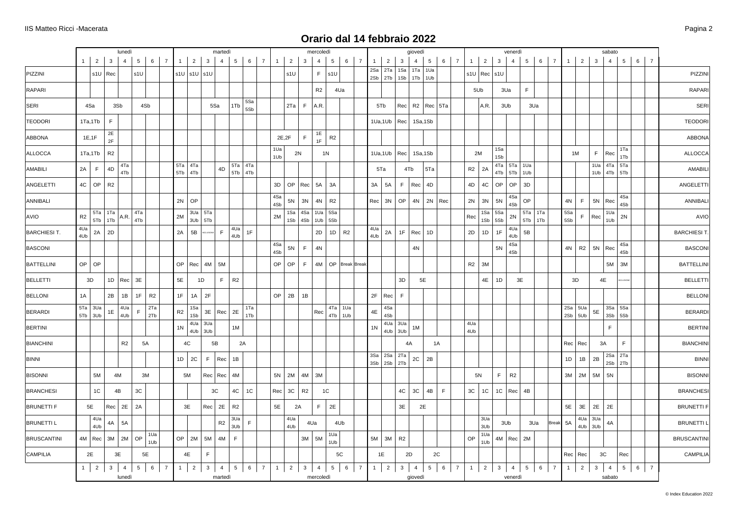# Orario dal 14 febbraio 2022

| | lunedì | | | | | | | martedì | | | | | | | mercoledì | | | | | | | giovedì | | | | | | | venerdì | | | | | | | sabato | | | | | | |
|---|---|---|---|---|---|---|---|---|---|---|---|---|---|---|---|---|---|---|---|---|---|---|---|---|---|---|---|---|---|---|---|---|---|---|---|---|---|---|---|---|---|---|
| | 1 | 2 | 3 | 4 | 5 | 6 | 7 | 1 | 2 | 3 | 4 | 5 | 6 | 7 | 1 | 2 | 3 | 4 | 5 | 6 | 7 | 1 | 2 | 3 | 4 | 5 | 6 | 7 | 1 | 2 | 3 | 4 | 5 | 6 | 7 | 1 | 2 | 3 | 4 | 5 | 6 | 7 |
| PIZZINI | | s1U | Rec | | s1U | | | s1U | s1U | s1U | | | | | | s1U | | F | s1U | | | 2Sa 2Sb | 2Ta 2Tb | 1Sa 1Sb | 1Ta 1Tb | 1Ua 1Ub | | | s1U | Rec | s1U | | | | | | | | | | | |
| RAPARI | | | | | | | | | | | | | | | | | | R2 | 4Ua | | | | | | | | | | 5Ub | | 3Ua | | F | | | | | | | | | |
| SERI | 4Sa | | 3Sb | | 4Sb | | | | | 5Sa | | 1Tb | 5Sa 5Sb | | | 2Ta | F | A.R. | | | | 5Tb | | Rec | R2 | Rec | 5Ta | | | A.R. | 3Ub | | 3Ua | | | | | | | | | |
| TEODORI | 1Ta,1Tb | | F | | | | | | | | | | | | | | | | | | | 1Ua,1Ub | | Rec | 1Sa,1Sb | | | | | | | | | | | | | | | | | |
| ABBONA | 1E,1F | | 2E 2F | | | | | | | | | | | | 2E,2F | | F | 1E 1F | R2 | | | | | | | | | | | | | | | | | | | | | | | |
| ALLOCCA | 1Ta,1Tb | | R2 | | | | | | | | | | | | 1Ua 1Ub | 2N | | 1N | | | | 1Ua,1Ub | | Rec | 1Sa,1Sb | | | | 2M | | 1Sa 1Sb | | | | | 1M | | F | Rec | 1Ta 1Tb | | |
| AMABILI | 2A | F | 4D | 4Ta 4Tb | | | | 5Ta 5Tb | 4Ta 4Tb | | 4D | 5Ta 5Tb | 4Ta 4Tb | | | | | | | | | 5Ta | | 4Tb | | 5Ta | | | R2 | 2A | 4Ta 4Tb | 5Ta 5Tb | 1Ua 1Ub | | | | | 1Ua 1Ub | 4Ta 4Tb | 5Ta 5Tb | | |
| ANGELETTI | 4C | OP | R2 | | | | | | | | | | | | 3D | OP | Rec | 5A | 3A | | | 3A | 5A | F | Rec | 4D | | | 4D | 4C | OP | OP | 3D | | | | | | | | | |
| ANNIBALI | | | | | | | | 2N | OP | | | | | | 4Sa 4Sb | 5N | 3N | 4N | R2 | | | Rec | 3N | OP | 4N | 2N | Rec | | 2N | 3N | 5N | 4Sa 4Sb | OP | | | 4N | F | 5N | Rec | 4Sa 4Sb | | |
| AVIO | R2 | 5Ta 5Tb | 1Ta 1Tb | A.R. | 4Ta 4Tb | | | 2M | 3Ua 3Ub | 5Ta 5Tb | | | | | 2M | 1Sa 1Sb | 4Sa 4Sb | 1Ua 1Ub | 5Sa 5Sb | | | | | | | | | | Rec | 1Sa 1Sb | 5Sa 5Sb | 2N | 5Ta 5Tb | 1Ta 1Tb | | 5Sa 5Sb | F | Rec | 1Ua 1Ub | 2N | | |
| BARCHIESI T. | 4Ua 4Ub | 2A | 2D | | | | | 2A | 5B | INCLUSIONE | F | 4Ua 4Ub | 1F | | | | | 2D | 1D | R2 | | 4Ua 4Ub | 2A | 1F | Rec | 1D | | | 2D | 1D | 1F | 4Ua 4Ub | 5B | | | | | | | | | |
| BASCONI | | | | | | | | | | | | | | | 4Sa 4Sb | 5N | F | 4N | | | | | | | 4N | | | | | | 5N | 4Sa 4Sb | | | | 4N | R2 | 5N | Rec | 4Sa 4Sb | | |
| BATTELLINI | OP | OP | | | | | | OP | Rec | 4M | 5M | | | | OP | OP | F | 4M | OP | Break | Break | | | | | | | | R2 | 3M | | | | | | | | | 5M | 3M | | |
| BELLETTI | 3D | | 1D | Rec | 3E | | | 5E | 1D | | F | R2 | | | | | | | | | | | | 3D | 5E | | | | | 4E | 1D | 3E | | | | 3D | | 4E | | INCLUSIONE | | |
| BELLONI | 1A | | 2B | 1B | 1F | R2 | | 1F | 1A | 2F | | | | | OP | 2B | 1B | | | | | 2F | Rec | F | | | | | | | | | | | | | | | | | | |
| BERARDI | 5Ta 5Tb | 3Ua 3Ub | 1E | 4Ua 4Ub | F | 2Ta 2Tb | | R2 | 1Sa 1Sb | 3E | Rec | 2E | 1Ta 1Tb | | | | | Rec | 4Ta 4Tb | 1Ua 1Ub | | 4E | 4Sa 4Sb | | | | | | | | | | | | | 2Sa 2Sb | 5Ua 5Ub | 5E | 3Sa 3Sb | 5Sa 5Sb | | |
| BERTINI | | | | | | | | 1N | 4Ua 4Ub | 3Ua 3Ub | | 1M | | | | | | | | | | 1N | 4Ua 4Ub | 3Ua 3Ub | 1M | | | | 4Ua 4Ub | | | | | | | | | | F | | | |
| BIANCHINI | | | | R2 | 5A | | | 4C | | 5B | | 2A | | | | | | | | | | | | 4A | | 1A | | | | | | | | | | Rec | Rec | 3A | | F | | |
| BINNI | | | | | | | | 1D | 2C | F | Rec | 1B | | | | | | | | | | 3Sa 3Sb | 2Sa 2Sb | 2Ta 2Tb | 2C | 2B | | | | | | | | | | 1D | 1B | 2B | 2Sa 2Sb | 2Ta 2Tb | | |
| BISONNI | | 5M | 4M | | 3M | | | 5M | | Rec | Rec | 4M | | | 5N | 2M | 4M | 3M | | | | | | | | | | | 5N | | F | R2 | | | | 3M | 2M | 5M | 5N | | | |
| BRANCHESI | | 1C | 4B | | 3C | | | | | 3C | | 4C | 1C | | Rec | 3C | R2 | 1C | | | | | | 4C | 3C | 4B | F | | 3C | 1C | 1C | Rec | 4B | | | | | | | | | |
| BRUNETTI F | 5E | | Rec | 2E | 2A | | | 3E | | Rec | 2E | R2 | | | 5E | 2A | | F | 2E | | | | | 3E | 2E | | | | | | | | | | | 5E | 3E | 2E | 2E | | | |
| BRUNETTI L | | 4Ua 4Ub | 4A | 5A | | | | | | | R2 | 3Ua 3Ub | F | | | 4Ua 4Ub | 4Ua | | 4Ub | | | | | | | | | | | 3Ua 3Ub | 3Ub | | 3Ua | | Break | 5A | 4Ua 4Ub | 3Ua 3Ub | 4A | | | |
| BRUSCANTINI | 4M | Rec | 3M | 2M | OP | 1Ua 1Ub | | OP | 2M | 5M | 4M | F | | | | | 3M | 5M | 1Ua 1Ub | | | 5M | 3M | R2 | | | | | OP | 1Ua 1Ub | 4M | Rec | 2M | | | | | | | | | |
| CAMPILIA | 2E | | 3E | | 5E | | | 4E | | F | | | | | | | | | 5C | | | 1E | | 2D | | 2C | | | | | | | | | | Rec | Rec | 3C | | Rec | | |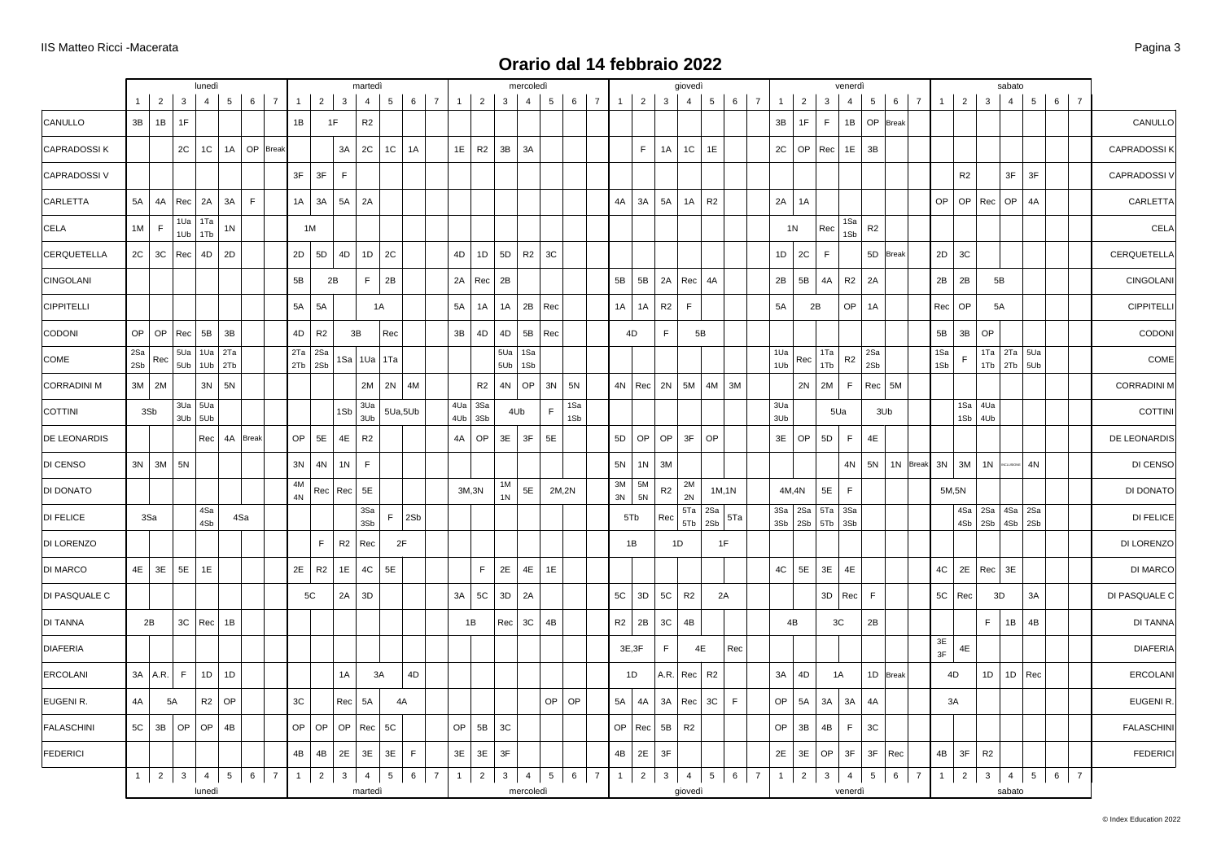# Orario dal 14 febbraio 2022

| | lunedì | | | | | | | martedì | | | | | | | mercoledì | | | | | | | giovedì | | | | | | | venerdì | | | | | | | sabato | | | | | | |
|---|---|---|---|---|---|---|---|---|---|---|---|---|---|---|---|---|---|---|---|---|---|---|---|---|---|---|---|---|---|---|---|---|---|---|---|---|---|---|---|---|---|---|
| | 1 | 2 | 3 | 4 | 5 | 6 | 7 | 1 | 2 | 3 | 4 | 5 | 6 | 7 | 1 | 2 | 3 | 4 | 5 | 6 | 7 | 1 | 2 | 3 | 4 | 5 | 6 | 7 | 1 | 2 | 3 | 4 | 5 | 6 | 7 | 1 | 2 | 3 | 4 | 5 | 6 | 7 |
| CANULLO | 3B | 1B | 1F | | | | | 1B | 1F | | R2 | | | | | | | | | | | | | | | | | | 3B | 1F | F | 1B | OP | Break | | | | | | | | |
| CAPRADOSSI K | | | 2C | 1C | 1A | OP | Break | | | 3A | 2C | 1C | 1A | | 1E | R2 | 3B | 3A | | | | | F | 1A | 1C | 1E | | | 2C | OP | Rec | 1E | 3B | | | | | | | | | |
| CAPRADOSSI V | | | | | | | | 3F | 3F | F | | | | | | | | | | | | | | | | | | | | | | | | | | | R2 | | 3F | 3F | | |
| CARLETTA | 5A | 4A | Rec | 2A | 3A | F | | 1A | 3A | 5A | 2A | | | | | | | | | | | 4A | 3A | 5A | 1A | R2 | | | 2A | 1A | | | | | | OP | OP | Rec | OP | 4A | | |
| CELA | 1M | F | 1Ua 1Ub | 1Ta 1Tb | 1N | | | 1M | | | | | | | | | | | | | | | | | | | | | 1N | | Rec | 1Sa 1Sb | R2 | | | | | | | | | |
| CERQUETELLA | 2C | 3C | Rec | 4D | 2D | | | 2D | 5D | 4D | 1D | 2C | | | 4D | 1D | 5D | R2 | 3C | | | | | | | | | | 1D | 2C | F | | 5D | Break | | 2D | 3C | | | | | |
| CINGOLANI | | | | | | | | 5B | 2B | | F | 2B | | | 2A | Rec | 2B | | | | | 5B | 5B | 2A | Rec | 4A | | | 2B | 5B | 4A | R2 | 2A | | | 2B | 2B | 5B | | | | |
| CIPPITELLI | | | | | | | | 5A | 5A | | 1A | | | | 5A | 1A | 1A | 2B | Rec | | | 1A | 1A | R2 | F | | | | 5A | 2B | | OP | 1A | | | Rec | OP | 5A | | | | |
| CODONI | OP | OP | Rec | 5B | 3B | | | 4D | R2 | 3B | | Rec | | | 3B | 4D | 4D | 5B | Rec | | | 4D | | F | 5B | | | | | | | | | | | 5B | 3B | OP | | | | |
| COME | 2Sa 2Sb | Rec | 5Ua 5Ub | 1Ua 1Ub | 2Ta 2Tb | | | 2Ta 2Tb | 2Sa 2Sb | 1Sa | 1Ua | 1Ta | | | | | 5Ua 5Ub | 1Sa 1Sb | | | | | | | | | | | 1Ua 1Ub | Rec | 1Ta 1Tb | R2 | 2Sa 2Sb | | | 1Sa 1Sb | F | 1Ta 1Tb | 2Ta 2Tb | 5Ua 5Ub | | |
| CORRADINI M | 3M | 2M | | 3N | 5N | | | | | | 2M | 2N | 4M | | | R2 | 4N | OP | 3N | 5N | | 4N | Rec | 2N | 5M | 4M | 3M | | | 2N | 2M | F | Rec | 5M | | | | | | | | |
| COTTINI | 3Sb | | 3Ua 3Ub | 5Ua 5Ub | | | | | | 1Sb | 3Ua 3Ub | 5Ua,5Ub | | | 4Ua 4Ub | 3Sa 3Sb | 4Ub | | F | 1Sa 1Sb | | | | | | | | | 3Ua 3Ub | 5Ua | | | 3Ub | | | | 1Sa 1Sb | 4Ua 4Ub | | | | |
| DE LEONARDIS | | | | Rec | 4A | Break | | OP | 5E | 4E | R2 | | | | 4A | OP | 3E | 3F | 5E | | | 5D | OP | OP | 3F | OP | | | 3E | OP | 5D | F | 4E | | | | | | | | | |
| DI CENSO | 3N | 3M | 5N | | | | | 3N | 4N | 1N | F | | | | | | | | | | | 5N | 1N | 3M | | | | | | | | 4N | 5N | 1N | Break | 3N | 3M | 1N | INCLUSIONE | 4N | | |
| DI DONATO | | | | | | | | 4M 4N | Rec | Rec | 5E | | | | 3M,3N | | 1M 1N | 5E | 2M,2N | | | 3M 3N | 5M 5N | R2 | 2M 2N | 1M,1N | | | 4M,4N | | 5E | F | | | | 5M,5N | | | | | | |
| DI FELICE | 3Sa | | | 4Sa 4Sb | 4Sa | | | | | | 3Sa 3Sb | F | 2Sb | | | | | | | | | 5Tb | | Rec | 5Ta 5Tb | 2Sa 2Sb | 5Ta | | 3Sa 3Sb | 2Sa 2Sb | 5Ta 5Tb | 3Sa 3Sb | | | | | 4Sa 4Sb | 2Sa 2Sb | 4Sa 4Sb | 2Sa 2Sb | | |
| DI LORENZO | | | | | | | | | F | R2 | Rec | 2F | | | | | | | | | | 1B | | 1D | | 1F | | | | | | | | | | | | | | | | |
| DI MARCO | 4E | 3E | 5E | 1E | | | | 2E | R2 | 1E | 4C | 5E | | | | F | 2E | 4E | 1E | | | | | | | | | | 4C | 5E | 3E | 4E | | | | 4C | 2E | Rec | 3E | | | |
| DI PASQUALE C | | | | | | | | 5C | | 2A | 3D | | | | 3A | 5C | 3D | 2A | | | | 5C | 3D | 5C | R2 | 2A | | | | | 3D | Rec | F | | | 5C | Rec | 3D | | 3A | | |
| DI TANNA | 2B | | 3C | Rec | 1B | | | | | | | | | | 1B | | Rec | 3C | 4B | | | R2 | 2B | 3C | 4B | | | | 4B | | 3C | | 2B | | | | | F | 1B | 4B | | |
| DIAFERIA | | | | | | | | | | | | | | | | | | | | | | 3E,3F | | F | 4E | | Rec | | | | | | | | | 3E 3F | 4E | | | | | |
| ERCOLANI | 3A | A.R. | F | 1D | 1D | | | | | 1A | 3A | | 4D | | | | | | | | | 1D | | A.R. | Rec | R2 | | | 3A | 4D | 1A | | 1D | Break | | 4D | | 1D | 1D | Rec | | |
| EUGENI R. | 4A | 5A | | R2 | OP | | | 3C | | Rec | 5A | 4A | | | | | | | | OP | OP | 5A | 4A | 3A | Rec | 3C | F | | OP | 5A | 3A | 3A | 4A | | | 3A | | | | | | |
| FALASCHINI | 5C | 3B | OP | OP | 4B | | | OP | OP | OP | Rec | 5C | | | OP | 5B | 3C | | | | | OP | Rec | 5B | R2 | | | | OP | 3B | 4B | F | 3C | | | | | | | | | |
| FEDERICI | | | | | | | | 4B | 4B | 2E | 3E | 3E | F | | 3E | 3E | 3F | | | | | 4B | 2E | 3F | | | | | 2E | 3E | OP | 3F | 3F | Rec | | 4B | 3F | R2 | | | | |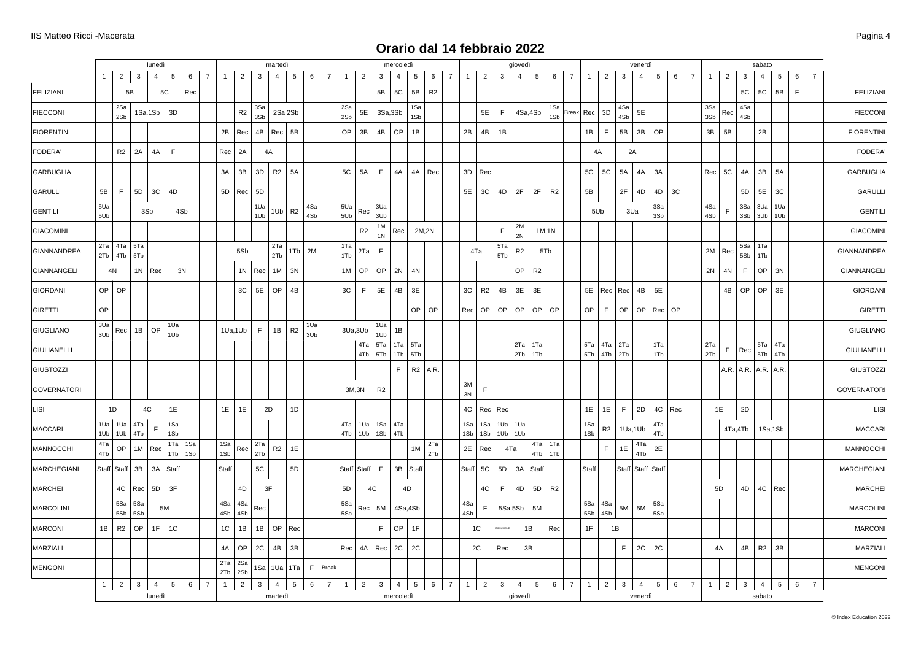# Orario dal 14 febbraio 2022

| | lunedì | | | | | | | martedì | | | | | | | mercoledì | | | | | | | giovedì | | | | | | | venerdì | | | | | | | sabato | | | | | | |
|---|---|---|---|---|---|---|---|---|---|---|---|---|---|---|---|---|---|---|---|---|---|---|---|---|---|---|---|---|---|---|---|---|---|---|---|---|---|---|---|---|---|---|
| | 1 | 2 | 3 | 4 | 5 | 6 | 7 | 1 | 2 | 3 | 4 | 5 | 6 | 7 | 1 | 2 | 3 | 4 | 5 | 6 | 7 | 1 | 2 | 3 | 4 | 5 | 6 | 7 | 1 | 2 | 3 | 4 | 5 | 6 | 7 | 1 | 2 | 3 | 4 | 5 | 6 | 7 |
| FELIZIANI | | 5B | | 5C | | Rec | | | | | | | | | | | 5B | 5C | 5B | R2 | | | | | | | | | | | | | | | | | | 5C | 5C | 5B | F | |
| FIECCONI | | 2Sa 2Sb | 1Sa,1Sb | | 3D | | | | R2 | 3Sa 3Sb | 2Sa,2Sb | | | | 2Sa 2Sb | 5E | 3Sa,3Sb | | 1Sa 1Sb | | | | 5E | F | 4Sa,4Sb | | 1Sa 1Sb | Break | Rec | 3D | 4Sa 4Sb | 5E | | | | 3Sa 3Sb | Rec | 4Sa 4Sb | | | | |
| FIORENTINI | | | | | | | | 2B | Rec | 4B | Rec | 5B | | | OP | 3B | 4B | OP | 1B | | | 2B | 4B | 1B | | | | | 1B | F | 5B | 3B | OP | | | 3B | 5B | | 2B | | | |
| FODERA' | | R2 | 2A | 4A | F | | | Rec | 2A | 4A | | | | | | | | | | | | | | | | | | | 4A | | 2A | | | | | | | | | | | |
| GARBUGLIA | | | | | | | | 3A | 3B | 3D | R2 | 5A | | | 5C | 5A | F | 4A | 4A | Rec | | 3D | Rec | | | | | | 5C | 5C | 5A | 4A | 3A | | | Rec | 5C | 4A | 3B | 5A | | |
| GARULLI | 5B | F | 5D | 3C | 4D | | | 5D | Rec | 5D | | | | | | | | | | | | 5E | 3C | 4D | 2F | 2F | R2 | | 5B | | 2F | 4D | 4D | 3C | | | | 5D | 5E | 3C | | |
| GENTILI | 5Ua 5Ub | | 3Sb | | 4Sb | | | | | 1Ua 1Ub | 1Ub | R2 | 4Sa 4Sb | | 5Ua 5Ub | Rec | 3Ua 3Ub | | | | | | | | | | | | 5Ub | | 3Ua | | 3Sa 3Sb | | | 4Sa 4Sb | F | 3Sa 3Sb | 3Ua 3Ub | 1Ua 1Ub | | |
| GIACOMINI | | | | | | | | | | | | | | | | R2 | 1M 1N | Rec | 2M,2N | | | | | F | 2M 2N | 1M,1N | | | | | | | | | | | | | | | | |
| GIANNANDREA | 2Ta 2Tb | 4Ta 4Tb | 5Ta 5Tb | | | | | | 5Sb | | 2Ta 2Tb | 1Tb | 2M | | 1Ta 1Tb | 2Ta | F | | | | | 4Ta | | 5Ta 5Tb | R2 | 5Tb | | | | | | | | | | 2M | Rec | 5Sa 5Sb | 1Ta 1Tb | | | |
| GIANNANGELI | 4N | | 1N | Rec | 3N | | | | 1N | Rec | 1M | 3N | | | 1M | OP | OP | 2N | 4N | | | | | | OP | R2 | | | | | | | | | | 2N | 4N | F | OP | 3N | | |
| GIORDANI | OP | OP | | | | | | | 3C | 5E | OP | 4B | | | 3C | F | 5E | 4B | 3E | | | 3C | R2 | 4B | 3E | 3E | | | 5E | Rec | Rec | 4B | 5E | | | | 4B | OP | OP | 3E | | |
| GIRETTI | OP | | | | | | | | | | | | | | | | | | | OP | OP | Rec | OP | OP | OP | OP | OP | | OP | F | OP | OP | Rec | OP | | | | | | | | |
| GIUGLIANO | 3Ua 3Ub | Rec | 1B | OP | 1Ua 1Ub | | | 1Ua,1Ub | | F | 1B | R2 | 3Ua 3Ub | | 3Ua,3Ub | | 1Ua 1Ub | 1B | | | | | | | | | | | | | | | | | | | | | | | | |
| GIULIANELLI | | | | | | | | | | | | | | | | | 4Ta 4Tb | 5Ta 5Tb | 1Ta 1Tb | 5Ta 5Tb | | | | | 2Ta 2Tb | 1Ta 1Tb | | | 5Ta 5Tb | 4Ta 4Tb | 2Ta 2Tb | | 1Ta 1Tb | | | 2Ta 2Tb | F | Rec | 5Ta 5Tb | 4Ta 4Tb | | |
| GIUSTOZZI | | | | | | | | | | | | | | | | | | | F | R2 | A.R. | | | | | | | | | | | | | | | | A.R. | A.R. | A.R. | A.R. | | |
| GOVERNATORI | | | | | | | | | | | | | | | 3M,3N | | R2 | | | | | 3M 3N | F | | | | | | | | | | | | | | | | | | | |
| LISI | 1D | | 4C | | 1E | | | 1E | 1E | 2D | | 1D | | | | | | | | | | 4C | Rec | Rec | | | | | 1E | 1E | F | 2D | 4C | Rec | | 1E | | 2D | | | | |
| MACCARI | 1Ua 1Ub | 1Ua 1Ub | 4Ta 4Tb | F | 1Sa 1Sb | | | | | | | | | | 4Ta 4Tb | 1Ua 1Ub | 1Sa 1Sb | 4Ta 4Tb | | | | 1Sa 1Sb | 1Sa 1Sb | 1Ua 1Ub | 1Ua 1Ub | | | | 1Sa 1Sb | R2 | 1Ua,1Ub | | 4Ta 4Tb | | | | 4Ta,4Tb | | 1Sa,1Sb | | | |
| MANNOCCHI | 4Ta 4Tb | OP | 1M | Rec | 1Ta 1Tb | 1Sa 1Sb | | 1Sa 1Sb | Rec | 2Ta 2Tb | R2 | 1E | | | | | | | 1M | 2Ta 2Tb | | 2E | Rec | 4Ta | | 4Ta 4Tb | 1Ta 1Tb | | | F | 1E | 4Ta 4Tb | 2E | | | | | | | | | |
| MARCHEGIANI | Staff | Staff | 3B | 3A | Staff | | | Staff | | 5C | | 5D | | | Staff | Staff | F | 3B | Staff | | | Staff | 5C | 5D | 3A | Staff | | | Staff | | Staff | Staff | Staff | | | | | | | | | |
| MARCHEI | | 4C | Rec | 5D | 3F | | | | 4D | 3F | | | | | 5D | 4C | | 4D | | | | | 4C | F | 4D | 5D | R2 | | | | | | | | | 5D | | 4D | 4C | Rec | | |
| MARCOLINI | | 5Sa 5Sb | 5Sa 5Sb | 5M | | | | 4Sa 4Sb | 4Sa 4Sb | Rec | | | | | 5Sa 5Sb | Rec | 5M | 4Sa,4Sb | | | | 4Sa 4Sb | F | 5Sa,5Sb | | 5M | | | 5Sa 5Sb | 4Sa 4Sb | 5M | 5M | 5Sa 5Sb | | | | | | | | | |
| MARCONI | 1B | R2 | OP | 1F | 1C | | | 1C | 1B | 1B | OP | Rec | | | | | F | OP | 1F | | | 1C | | INCLUSIONE | 1B | | Rec | | 1F | 1B | | | | | | | | | | | | |
| MARZIALI | | | | | | | | 4A | OP | 2C | 4B | 3B | | | Rec | 4A | Rec | 2C | 2C | | | 2C | | Rec | 3B | | | | | | F | 2C | 2C | | | 4A | | 4B | R2 | 3B | | |
| MENGONI | | | | | | | | 2Ta 2Tb | 2Sa 2Sb | 1Sa | 1Ua | 1Ta | F | Break | | | | | | | | | | | | | | | | | | | | | | | | | | | | |
| | 1 | 2 | 3 | 4 | 5 | 6 | 7 | 1 | 2 | 3 | 4 | 5 | 6 | 7 | 1 | 2 | 3 | 4 | 5 | 6 | 7 | 1 | 2 | 3 | 4 | 5 | 6 | 7 | 1 | 2 | 3 | 4 | 5 | 6 | 7 | 1 | 2 | 3 | 4 | 5 | 6 | 7 |
| | lunedì | | | | | | | martedì | | | | | | | mercoledì | | | | | | | giovedì | | | | | | | venerdì | | | | | | | sabato | | | | | | |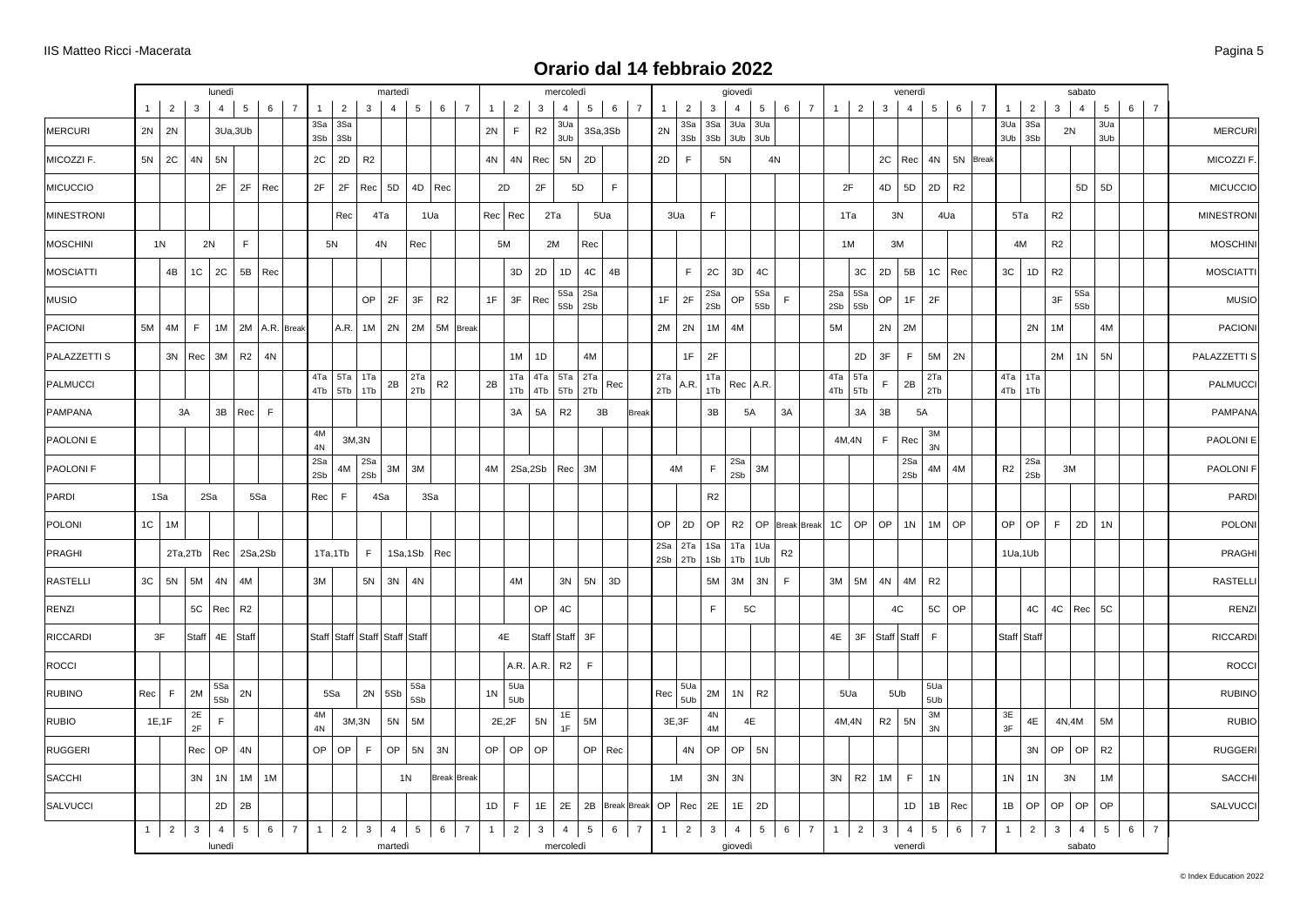# Orario dal 14 febbraio 2022

| | lunedì | | | | | | | martedì | | | | | | | mercoledì | | | | | | | giovedì | | | | | | | venerdì | | | | | | | sabato | | | | | | | |
|---|---|---|---|---|---|---|---|---|---|---|---|---|---|---|---|---|---|---|---|---|---|---|---|---|---|---|---|---|---|---|---|---|---|---|---|---|---|---|---|---|---|---|---|
| | 1 | 2 | 3 | 4 | 5 | 6 | 7 | 1 | 2 | 3 | 4 | 5 | 6 | 7 | 1 | 2 | 3 | 4 | 5 | 6 | 7 | 1 | 2 | 3 | 4 | 5 | 6 | 7 | 1 | 2 | 3 | 4 | 5 | 6 | 7 | 1 | 2 | 3 | 4 | 5 | 6 | 7 | |
| MERCURI | 2N | 2N | | 3Ua,3Ub | | | | 3Sa 3Sb | 3Sa 3Sb | | | | | | 2N | F | R2 | 3Ua 3Ub | 3Sa,3Sb | | | 2N | 3Sa 3Sb | 3Sa 3Sb | 3Ua 3Ub | 3Ua 3Ub | | | | | | | | | | 3Ua 3Ub | 3Sa 3Sb | 2N | | 3Ua 3Ub | | | MERCURI |
| MICOZZI F. | 5N | 2C | 4N | 5N | | | | 2C | 2D | R2 | | | | | 4N | 4N | Rec | 5N | 2D | | | 2D | F | 5N | | 4N | | | | | 2C | Rec | 4N | 5N | Break | | | | | | | | MICOZZI F. |
| MICUCCIO | | | | 2F | 2F | Rec | | 2F | 2F | Rec | 5D | 4D | Rec | | 2D | | 2F | 5D | | F | | | | | | | | | 2F | | 4D | 5D | 2D | R2 | | | | | 5D | 5D | | | MICUCCIO |
| MINESTRONI | | | | | | | | | Rec | 4Ta | | 1Ua | | | Rec | Rec | 2Ta | | 5Ua | | | 3Ua | | F | | | | | 1Ta | | 3N | | 4Ua | | | 5Ta | | R2 | | | | | MINESTRONI |
| MOSCHINI | 1N | | 2N | | | F | | 5N | | 4N | | Rec | | | 5M | | 2M | | Rec | | | | | | | | | | 1M | | 3M | | | | | 4M | | R2 | | | | | MOSCHINI |
| MOSCIATTI | | 4B | 1C | 2C | 5B | Rec | | | | | | | | | | 3D | 2D | 1D | 4C | 4B | | | F | 2C | 3D | 4C | | | | 3C | 2D | 5B | 1C | Rec | | 3C | 1D | R2 | | | | | MOSCIATTI |
| MUSIO | | | | | | | | | | OP | 2F | 3F | R2 | | 1F | 3F | Rec | 5Sa 5Sb | 2Sa 2Sb | | | 1F | 2F | 2Sa 2Sb | OP | 5Sa 5Sb | F | | 2Sa 2Sb | 5Sa 5Sb | OP | 1F | 2F | | | | | 3F | 5Sa 5Sb | | | | MUSIO |
| PACIONI | 5M | 4M | F | 1M | 2M | A.R. | Break | | A.R. | 1M | 2N | 2M | 5M | Break | | | | | | | | 2M | 2N | 1M | 4M | | | | 5M | | 2N | 2M | | | | | 2N | 1M | | 4M | | | PACIONI |
| PALAZZETTI S | | 3N | Rec | 3M | R2 | 4N | | | | | | | | | | 1M | 1D | | 4M | | | | 1F | 2F | | | | | | 2D | 3F | F | 5M | 2N | | | | 2M | 1N | 5N | | | PALAZZETTI S |
| PALMUCCI | | | | | | | | 4Ta 4Tb | 5Ta 5Tb | 1Ta 1Tb | 2B | 2Ta 2Tb | R2 | | 2B | 1Ta 1Tb | 4Ta 4Tb | 5Ta 5Tb | 2Ta 2Tb | Rec | | 2Ta 2Tb | A.R. | 1Ta 1Tb | Rec | A.R. | | | 4Ta 4Tb | 5Ta 5Tb | F | 2B | 2Ta 2Tb | | | 4Ta 4Tb | 1Ta 1Tb | | | | | | PALMUCCI |
| PAMPANA | | 3A | | 3B | Rec | F | | | | | | | | | | 3A | 5A | R2 | 3B | | Break | | | 3B | 5A | | 3A | | | 3A | 3B | 5A | | | | | | | | | | | PAMPANA |
| PAOLONI E | | | | | | | | 4M 4N | 3M,3N | | | | | | | | | | | | | | | | | | | | 4M,4N | | F | Rec | 3M 3N | | | | | | | | | | PAOLONI E |
| PAOLONI F | | | | | | | | 2Sa 2Sb | 4M | 2Sa 2Sb | 3M | 3M | | | 4M | 2Sa,2Sb | | Rec | 3M | | | 4M | | F | 2Sa 2Sb | 3M | | | | | | 2Sa 2Sb | 4M | 4M | | R2 | 2Sa 2Sb | 3M | | | | | PAOLONI F |
| PARDI | 1Sa | | 2Sa | | 5Sa | | | Rec | F | 4Sa | | 3Sa | | | | | | | | | | | | R2 | | | | | | | | | | | | | | | | | | | PARDI |
| POLONI | 1C | 1M | | | | | | | | | | | | | | | | | | | | OP | 2D | OP | R2 | OP | Break | Break | 1C | OP | OP | 1N | 1M | OP | | OP | OP | F | 2D | 1N | | | POLONI |
| PRAGHI | | 2Ta,2Tb | | Rec | 2Sa,2Sb | | | 1Ta,1Tb | | F | 1Sa,1Sb | | Rec | | | | | | | | | 2Sa 2Sb | 2Ta 2Tb | 1Sa 1Sb | 1Ta 1Tb | 1Ua 1Ub | R2 | | | | | | | | | 1Ua,1Ub | | | | | | | PRAGHI |
| RASTELLI | 3C | 5N | 5M | 4N | 4M | | | 3M | | 5N | 3N | 4N | | | 4M | | | 3N | 5N | 3D | | | | 5M | 3M | 3N | F | | 3M | 5M | 4N | 4M | R2 | | | | | | | | | | RASTELLI |
| RENZI | | | 5C | Rec | R2 | | | | | | | | | | | | OP | 4C | | | | | | F | 5C | | | | | | 4C | | 5C | OP | | | 4C | 4C | Rec | 5C | | | RENZI |
| RICCARDI | 3F | | Staff | 4E | Staff | | | Staff | Staff | Staff | Staff | Staff | | | 4E | | Staff | Staff | 3F | | | | | | | | | | 4E | 3F | Staff | Staff | F | | | Staff | Staff | | | | | | RICCARDI |
| ROCCI | | | | | | | | | | | | | | | | A.R. | A.R. | R2 | F | | | | | | | | | | | | | | | | | | | | | | | | ROCCI |
| RUBINO | Rec | F | 2M | 5Sa 5Sb | 2N | | | 5Sa | | 2N | 5Sb | 5Sa 5Sb | | | 1N | 5Ua 5Ub | | | | | | Rec | 5Ua 5Ub | 2M | 1N | R2 | | | 5Ua | | 5Ub | | 5Ua 5Ub | | | | | | | | | | RUBINO |
| RUBIO | 1E,1F | | 2E 2F | F | | | | 4M 4N | 3M,3N | | 5N | 5M | | | 2E,2F | | 5N | 1E 1F | 5M | | | 3E,3F | | 4N 4M | 4E | | | | 4M,4N | | R2 | 5N | 3M 3N | | | 3E 3F | 4E | 4N,4M | | 5M | | | RUBIO |
| RUGGERI | | | Rec | OP | 4N | | | OP | OP | F | OP | 5N | 3N | | OP | OP | OP | | OP | Rec | | | 4N | OP | OP | 5N | | | | | | | | | | | 3N | OP | OP | R2 | | | RUGGERI |
| SACCHI | | | 3N | 1N | 1M | 1M | | | | | 1N | | Break | Break | | | | | | | | 1M | | 3N | 3N | | | | 3N | R2 | 1M | F | 1N | | | 1N | 1N | 3N | | 1M | | | SACCHI |
| SALVUCCI | | | | 2D | 2B | | | | | | | | | | 1D | F | 1E | 2E | 2B | Break | Break | OP | Rec | 2E | 1E | 2D | | | | | | 1D | 1B | Rec | | 1B | OP | OP | OP | OP | | | SALVUCCI |
| | 1 | 2 | 3 | 4 | 5 | 6 | 7 | 1 | 2 | 3 | 4 | 5 | 6 | 7 | 1 | 2 | 3 | 4 | 5 | 6 | 7 | 1 | 2 | 3 | 4 | 5 | 6 | 7 | 1 | 2 | 3 | 4 | 5 | 6 | 7 | 1 | 2 | 3 | 4 | 5 | 6 | 7 | |
| | lunedì | | | | | | | martedì | | | | | | | mercoledì | | | | | | | giovedì | | | | | | | venerdì | | | | | | | sabato | | | | | | | |

© Index Education 2022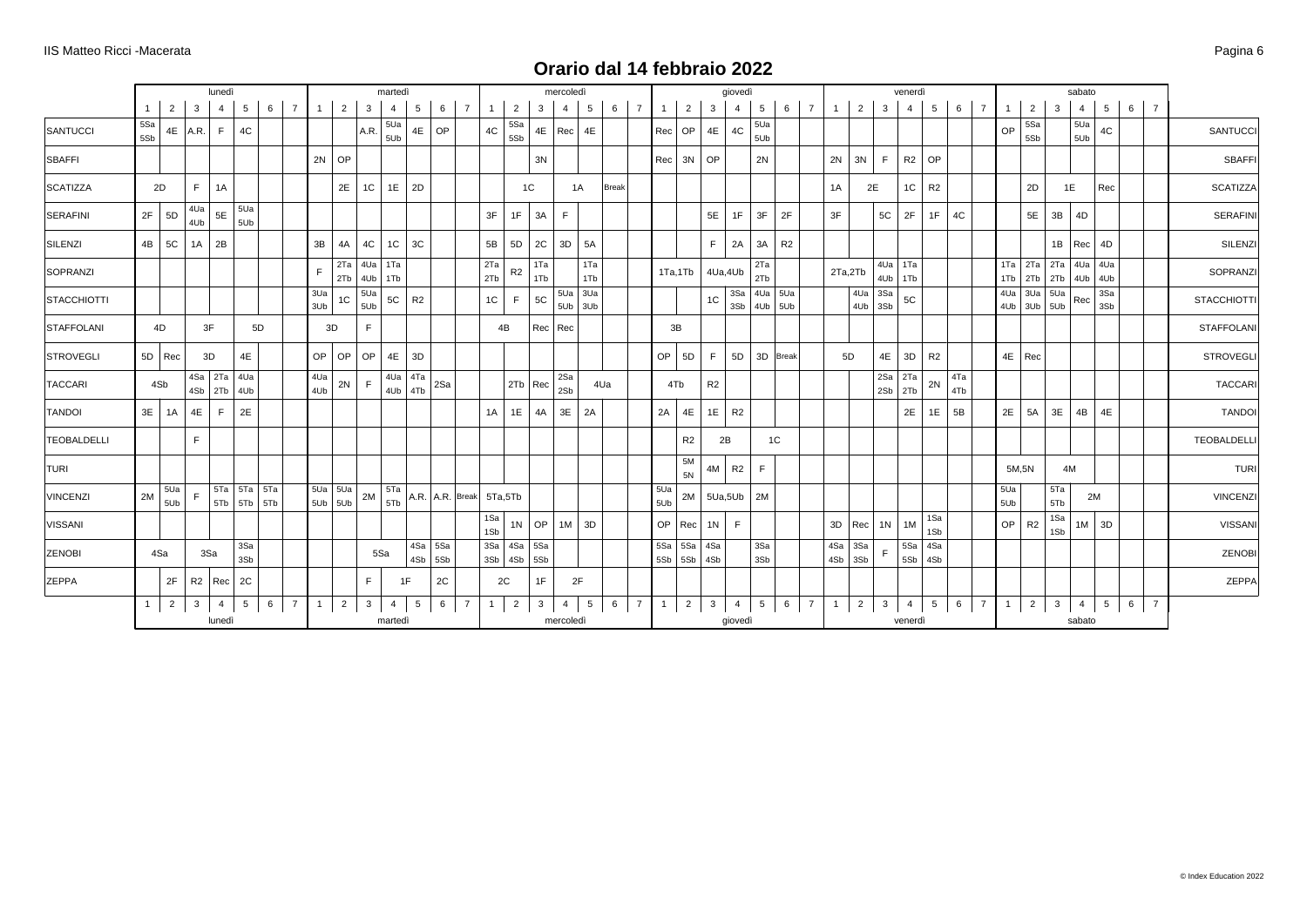# Orario dal 14 febbraio 2022

| | lunedì | | | | | | | martedì | | | | | | | mercoledì | | | | | | | giovedì | | | | | | | venerdì | | | | | | | sabato | | | | | | | |
|---|---|---|---|---|---|---|---|---|---|---|---|---|---|---|---|---|---|---|---|---|---|---|---|---|---|---|---|---|---|---|---|---|---|---|---|---|---|---|---|---|---|---|---|
| | 1 | 2 | 3 | 4 | 5 | 6 | 7 | 1 | 2 | 3 | 4 | 5 | 6 | 7 | 1 | 2 | 3 | 4 | 5 | 6 | 7 | 1 | 2 | 3 | 4 | 5 | 6 | 7 | 1 | 2 | 3 | 4 | 5 | 6 | 7 | 1 | 2 | 3 | 4 | 5 | 6 | 7 | |
| SANTUCCI | 5Sa 5Sb | 4E | A.R. | F | 4C | | | | | A.R. | 5Ua 5Ub | 4E | OP | | 4C | 5Sa 5Sb | 4E | Rec | 4E | | | Rec | OP | 4E | 4C | 5Ua 5Ub | | | | | | | | | | OP | 5Sa 5Sb | | 5Ua 5Ub | 4C | | | SANTUCCI |
| SBAFFI | | | | | | | | 2N | OP | | | | | | | | 3N | | | | | Rec | 3N | OP | | 2N | | | 2N | 3N | F | R2 | OP | | | | | | | | | | SBAFFI |
| SCATIZZA | 2D | | F | 1A | | | | | 2E | 1C | 1E | 2D | | | | 1C | | 1A | | | Break | | | | | | | | 1A | 2E | | 1C | R2 | | | | 2D | 1E | | Rec | | | SCATIZZA |
| SERAFINI | 2F | 5D | 4Ua 4Ub | 5E | 5Ua 5Ub | | | | | | | | | | 3F | 1F | 3A | F | | | | | | 5E | 1F | 3F | 2F | | 3F | | 5C | 2F | 1F | 4C | | | 5E | 3B | 4D | | | | SERAFINI |
| SILENZI | 4B | 5C | 1A | 2B | | | | 3B | 4A | 4C | 1C | 3C | | | 5B | 5D | 2C | 3D | 5A | | | | | F | 2A | 3A | R2 | | | | | | | | | | | 1B | Rec | 4D | | | SILENZI |
| SOPRANZI | | | | | | | | F | 2Ta 2Tb | 4Ua 4Ub | 1Ta 1Tb | | | | 2Ta 2Tb | R2 | 1Ta 1Tb | | 1Ta 1Tb | | | 1Ta,1Tb | | 4Ua,4Ub | | 2Ta 2Tb | | | 2Ta,2Tb | | 4Ua 4Ub | 1Ta 1Tb | | | | 1Ta 1Tb | 2Ta 2Tb | 2Ta 2Tb | 4Ua 4Ub | 4Ua 4Ub | | | SOPRANZI |
| STACCHIOTTI | | | | | | | | 3Ua 3Ub | 1C | 5Ua 5Ub | 5C | R2 | | | 1C | F | 5C | 5Ua 5Ub | 3Ua 3Ub | | | | | 1C | 3Sa 3Sb | 4Ua 4Ub | 5Ua 5Ub | | | 4Ua 4Ub | 3Sa 3Sb | 5C | | | | 4Ua 4Ub | 3Ua 3Ub | 5Ua 5Ub | Rec | 3Sa 3Sb | | | STACCHIOTTI |
| STAFFOLANI | 4D | | 3F | | 5D | | | 3D | | F | | | | | 4B | | Rec | Rec | | | | 3B | | | | | | | | | | | | | | | | | | | | | STAFFOLANI |
| STROVEGLI | 5D | Rec | 3D | | 4E | | | OP | OP | OP | 4E | 3D | | | | | | | | | | OP | 5D | F | 5D | 3D | Break | | 5D | | 4E | 3D | R2 | | | 4E | Rec | | | | | | STROVEGLI |
| TACCARI | 4Sb | | 4Sa 4Sb | 2Ta 2Tb | 4Ua 4Ub | | | 4Ua 4Ub | 2N | F | 4Ua 4Ub | 4Ta 4Tb | 2Sa | | | 2Tb | Rec | 2Sa 2Sb | 4Ua | | | 4Tb | | R2 | | | | | | | 2Sa 2Sb | 2Ta 2Tb | 2N | 4Ta 4Tb | | | | | | | | | TACCARI |
| TANDOI | 3E | 1A | 4E | F | 2E | | | | | | | | | | 1A | 1E | 4A | 3E | 2A | | | 2A | 4E | 1E | R2 | | | | | | | 2E | 1E | 5B | | 2E | 5A | 3E | 4B | 4E | | | TANDOI |
| TEOBALDELLI | | | F | | | | | | | | | | | | | | | | | | | | R2 | 2B | | 1C | | | | | | | | | | | | | | | | | TEOBALDELLI |
| TURI | | | | | | | | | | | | | | | | | | | | | | | 5M 5N | 4M | R2 | F | | | | | | | | | | 5M,5N | | 4M | | | | | TURI |
| VINCENZI | 2M | 5Ua 5Ub | F | 5Ta 5Tb | 5Ta 5Tb | 5Ta 5Tb | | 5Ua 5Ub | 5Ua 5Ub | 2M | 5Ta 5Tb | A.R. | A.R. | Break | 5Ta,5Tb | | | | | | | 5Ua 5Ub | 2M | 5Ua,5Ub | | 2M | | | | | | | | | | 5Ua 5Ub | | 5Ta 5Tb | 2M | | | | VINCENZI |
| VISSANI | | | | | | | | | | | | | | | 1Sa 1Sb | 1N | OP | 1M | 3D | | | OP | Rec | 1N | F | | | | 3D | Rec | 1N | 1M | 1Sa 1Sb | | | OP | R2 | 1Sa 1Sb | 1M | 3D | | | VISSANI |
| ZENOBI | 4Sa | | 3Sa | | 3Sa 3Sb | | | | | 5Sa | | 4Sa 4Sb | 5Sa 5Sb | | 3Sa 3Sb | 4Sa 4Sb | 5Sa 5Sb | | | | | 5Sa 5Sb | 5Sa 5Sb | 4Sa 4Sb | | 3Sa 3Sb | | | 4Sa 4Sb | 3Sa 3Sb | F | 5Sa 5Sb | 4Sa 4Sb | | | | | | | | | | ZENOBI |
| ZEPPA | | 2F | R2 | Rec | 2C | | | | | F | 1F | | 2C | | 2C | | 1F | 2F | | | | | | | | | | | | | | | | | | | | | | | | | ZEPPA |
| | 1 | 2 | 3 | 4 | 5 | 6 | 7 | 1 | 2 | 3 | 4 | 5 | 6 | 7 | 1 | 2 | 3 | 4 | 5 | 6 | 7 | 1 | 2 | 3 | 4 | 5 | 6 | 7 | 1 | 2 | 3 | 4 | 5 | 6 | 7 | 1 | 2 | 3 | 4 | 5 | 6 | 7 | |
| | lunedì | | | | | | | martedì | | | | | | | mercoledì | | | | | | | giovedì | | | | | | | venerdì | | | | | | | sabato | | | | | | | |